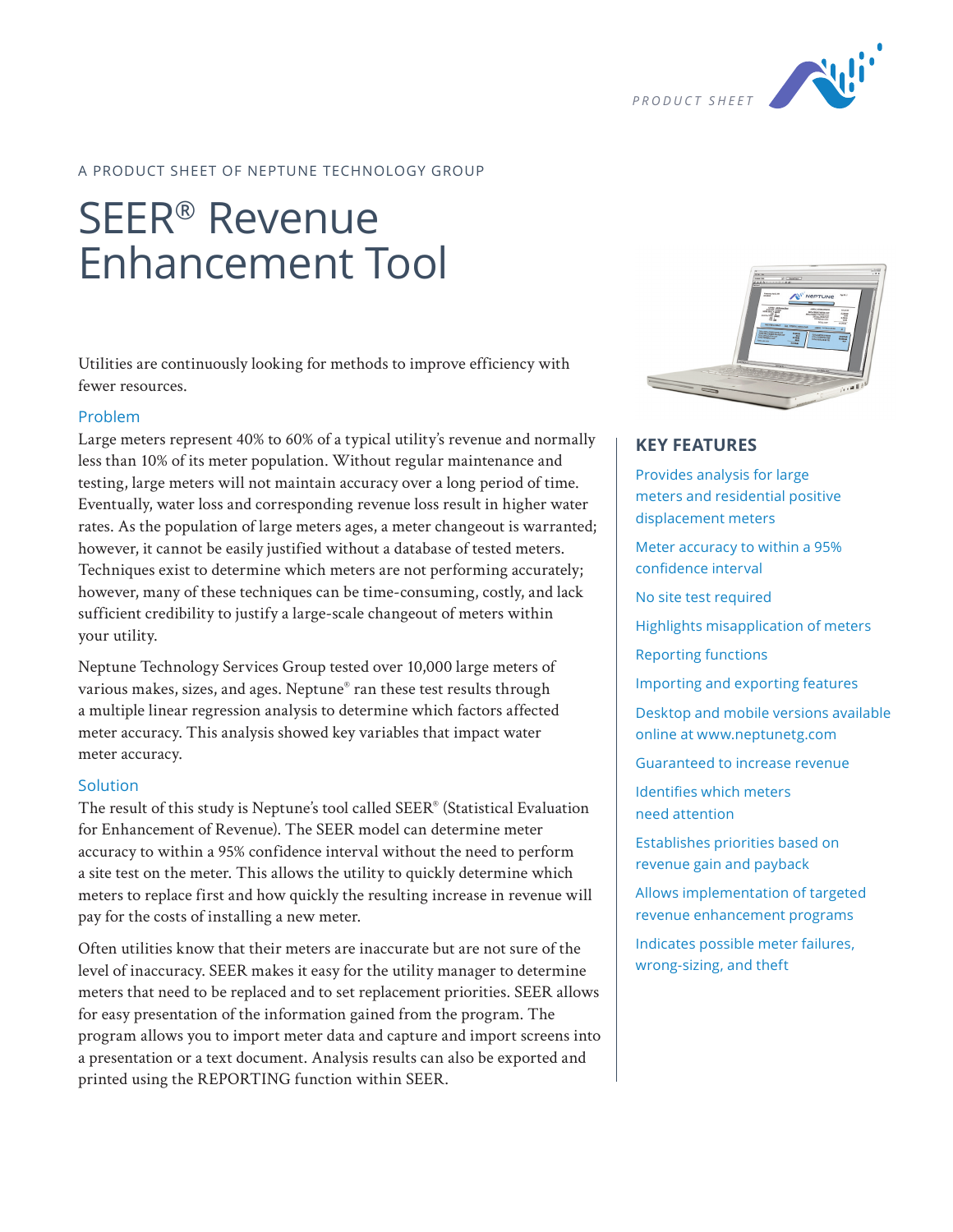PRODUCT SHEET

A PRODUCT SHEET OF NEPTUNE TECHNOLOGY GROUP

# SEER® Revenue Enhancement Tool

Utilities are continuously looking for methods to improve efficiency with fewer resources.

## Problem

Large meters represent 40% to 60% of a typical utility's revenue and normally less than 10% of its meter population. Without regular maintenance and testing, large meters will not maintain accuracy over a long period of time. Eventually, water loss and corresponding revenue loss result in higher water rates. As the population of large meters ages, a meter changeout is warranted; however, it cannot be easily justified without a database of tested meters. Techniques exist to determine which meters are not performing accurately; however, many of these techniques can be time-consuming, costly, and lack sufficient credibility to justify a large-scale changeout of meters within your utility.

Neptune Technology Services Group tested over 10,000 large meters of various makes, sizes, and ages. Neptune® ran these test results through a multiple linear regression analysis to determine which factors affected meter accuracy. This analysis showed key variables that impact water meter accuracy.

## Solution

The result of this study is Neptune's tool called SEER® (Statistical Evaluation for Enhancement of Revenue). The SEER model can determine meter accuracy to within a 95% confidence interval without the need to perform a site test on the meter. This allows the utility to quickly determine which meters to replace first and how quickly the resulting increase in revenue will pay for the costs of installing a new meter.

Often utilities know that their meters are inaccurate but are not sure of the level of inaccuracy. SEER makes it easy for the utility manager to determine meters that need to be replaced and to set replacement priorities. SEER allows for easy presentation of the information gained from the program. The program allows you to import meter data and capture and import screens into a presentation or a text document. Analysis results can also be exported and printed using the REPORTING function within SEER.

## KEY FEATURES

- Provides analysis for large meters and residential positive displacement meters
- Meter accuracy to within a 95% confidence interval
- No site test required
- Highlights misapplication of meters
- Reporting functions
- Importing and exporting features
- Desktop and mobile versions available online at www.neptunetg.com
- Guaranteed to increase revenue
- Identifies which meters need attention
- Establishes priorities based on revenue gain and payback
- Allows implementation of targeted revenue enhancement programs
- Indicates possible meter failures, wrong-sizing, and theft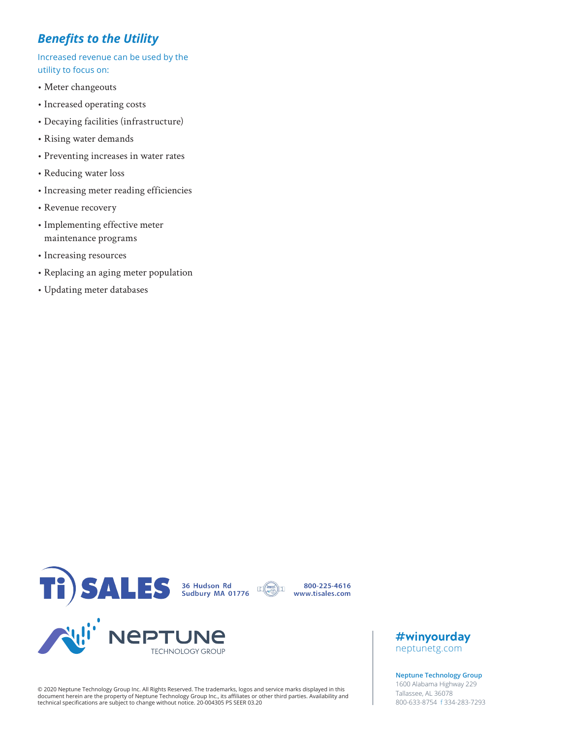## *Benefits to the Utility*

Increased revenue can be used by the utility to focus on:

- Meter changeouts
- Increased operating costs
- Decaying facilities (infrastructure)
- Rising water demands
- Preventing increases in water rates
- Reducing water loss
- Increasing meter reading efficiencies
- Revenue recovery
- Implementing effective meter maintenance programs
- Increasing resources
- Replacing an aging meter population
- Updating meter databases

Ti SALES
36 Hudson Rd
Sudbury MA 01776
800-225-4616
www.tisales.com

NEPTUNE TECHNOLOGY GROUP

#winyourday
neptunetg.com

**Neptune Technology Group**
1600 Alabama Highway 229
Tallassee, AL 36078
800-633-8754 f 334-283-7293

© 2020 Neptune Technology Group Inc. All Rights Reserved. The trademarks, logos and service marks displayed in this document herein are the property of Neptune Technology Group Inc., its affiliates or other third parties. Availability and technical specifications are subject to change without notice. 20-004305 PS SEER 03.20